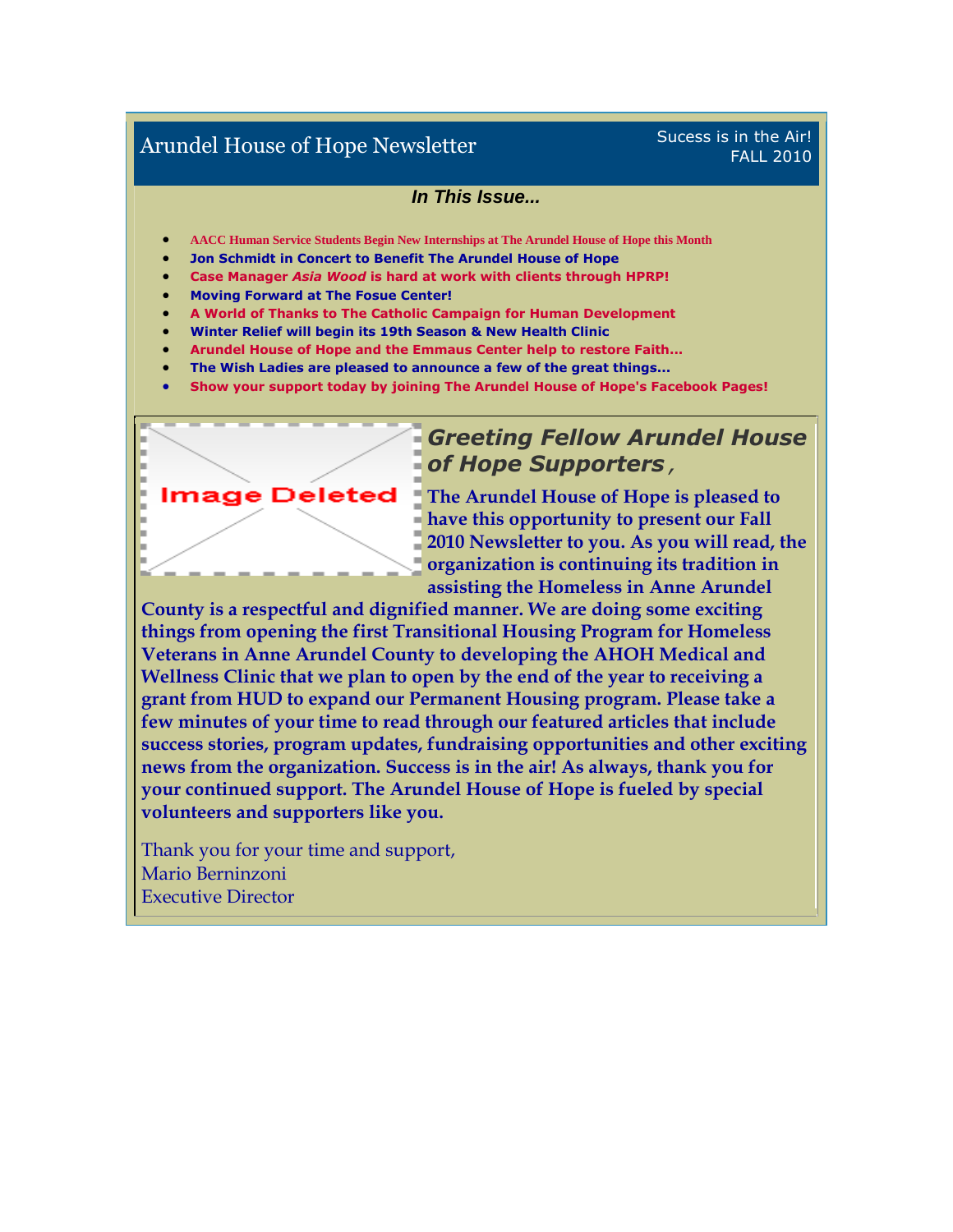# Arundel House of Hope Newsletter

Sucess is in the Air!
FALL 2010

***In This Issue...***

- **AACC Human Service Students Begin New Internships at The Arundel House of Hope this Month**
- **Jon Schmidt in Concert to Benefit The Arundel House of Hope**
- **Case Manager *Asia Wood* is hard at work with clients through HPRP!**
- **Moving Forward at The Fosue Center!**
- **A World of Thanks to The Catholic Campaign for Human Development**
- **Winter Relief will begin its 19th Season & New Health Clinic**
- **Arundel House of Hope and the Emmaus Center help to restore Faith...**
- **The Wish Ladies are pleased to announce a few of the great things...**
- **Show your support today by joining The Arundel House of Hope's Facebook Pages!**

Image Deleted

## *Greeting Fellow Arundel House of Hope Supporters*,

**The Arundel House of Hope is pleased to have this opportunity to present our Fall 2010 Newsletter to you. As you will read, the organization is continuing its tradition in assisting the Homeless in Anne Arundel County is a respectful and dignified manner. We are doing some exciting things from opening the first Transitional Housing Program for Homeless Veterans in Anne Arundel County to developing the AHOH Medical and Wellness Clinic that we plan to open by the end of the year to receiving a grant from HUD to expand our Permanent Housing program. Please take a few minutes of your time to read through our featured articles that include success stories, program updates, fundraising opportunities and other exciting news from the organization. Success is in the air! As always, thank you for your continued support. The Arundel House of Hope is fueled by special volunteers and supporters like you.**

Thank you for your time and support,
Mario Berninzoni
Executive Director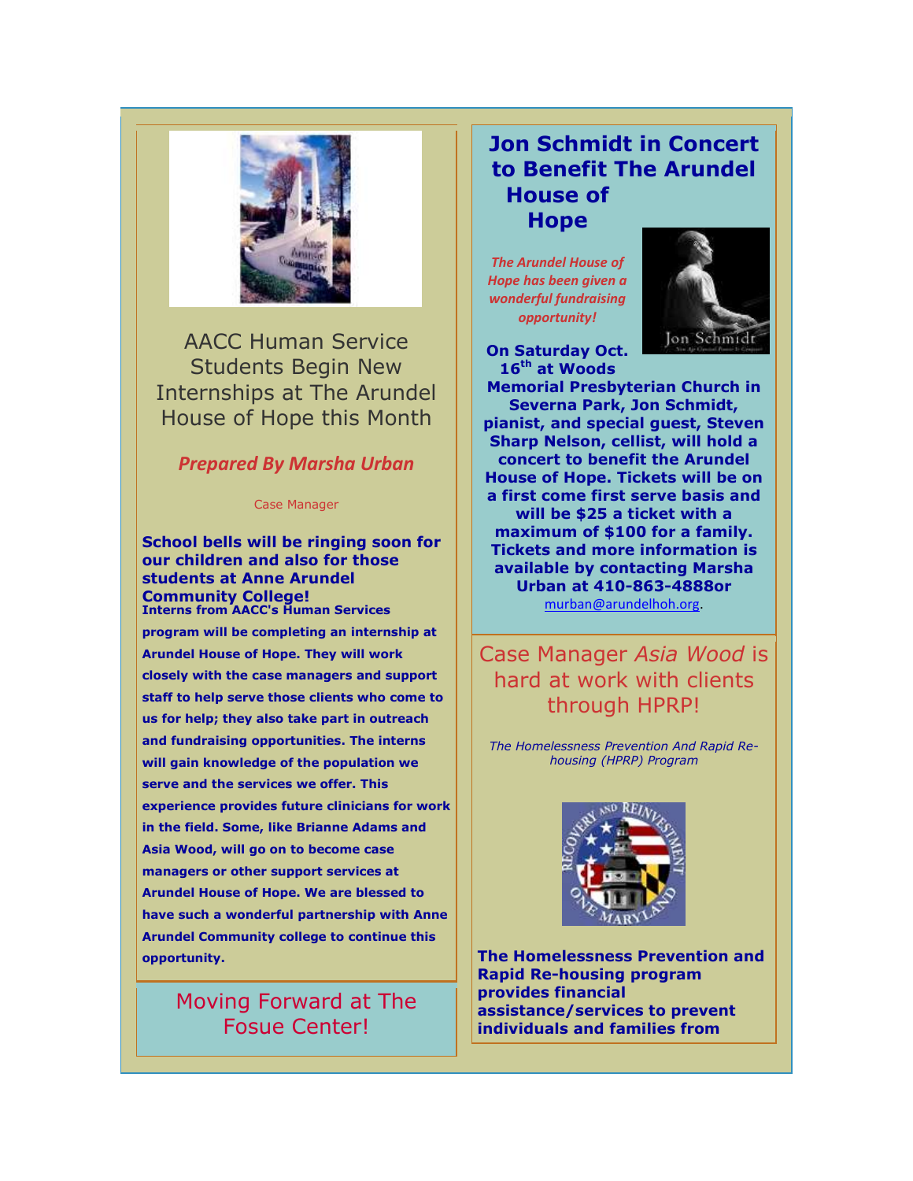## AACC Human Service Students Begin New Internships at The Arundel House of Hope this Month

***Prepared By Marsha Urban***

Case Manager

**School bells will be ringing soon for our children and also for those students at Anne Arundel Community College!**

**Interns from AACC's Human Services program will be completing an internship at Arundel House of Hope. They will work closely with the case managers and support staff to help serve those clients who come to us for help; they also take part in outreach and fundraising opportunities. The interns will gain knowledge of the population we serve and the services we offer. This experience provides future clinicians for work in the field. Some, like Brianne Adams and Asia Wood, will go on to become case managers or other support services at Arundel House of Hope. We are blessed to have such a wonderful partnership with Anne Arundel Community college to continue this opportunity.**

## Moving Forward at The Fosue Center!

## Jon Schmidt in Concert to Benefit The Arundel House of Hope

***The Arundel House of Hope has been given a wonderful fundraising opportunity!***

**On Saturday Oct. 16th at Woods Memorial Presbyterian Church in Severna Park, Jon Schmidt, pianist, and special guest, Steven Sharp Nelson, cellist, will hold a concert to benefit the Arundel House of Hope. Tickets will be on a first come first serve basis and will be $25 a ticket with a maximum of $100 for a family. Tickets and more information is available by contacting Marsha Urban at 410-863-4888or** murban@arundelhoh.org.

## Case Manager *Asia Wood* is hard at work with clients through HPRP!

*The Homelessness Prevention And Rapid Re-housing (HPRP) Program*

**The Homelessness Prevention and Rapid Re-housing program provides financial assistance/services to prevent individuals and families from**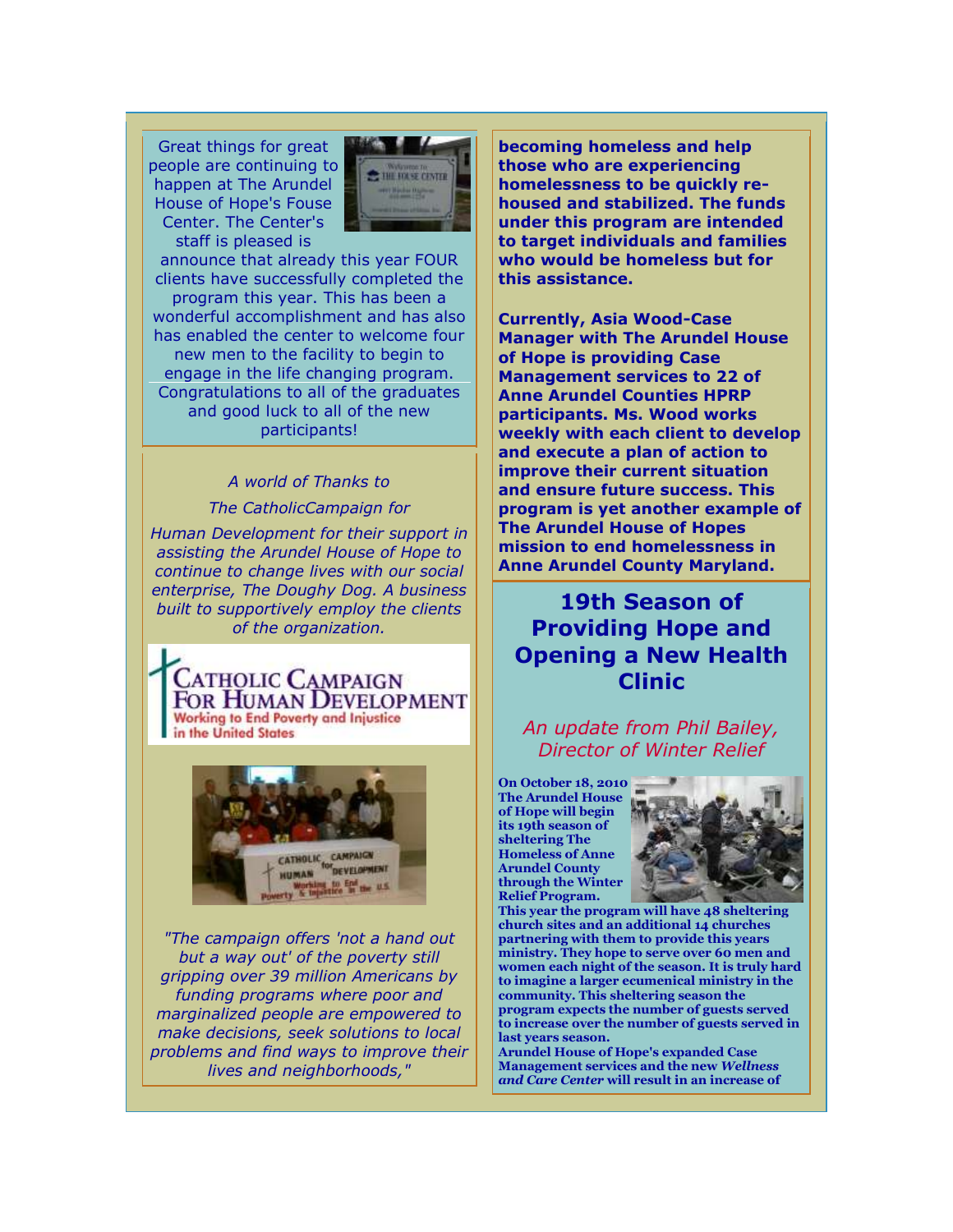Great things for great people are continuing to happen at The Arundel House of Hope's Fouse Center. The Center's staff is pleased is announce that already this year FOUR clients have successfully completed the program this year. This has been a wonderful accomplishment and has also has enabled the center to welcome four new men to the facility to begin to engage in the life changing program. Congratulations to all of the graduates and good luck to all of the new participants!

*A world of Thanks to*

*The CatholicCampaign for*

*Human Development for their support in assisting the Arundel House of Hope to continue to change lives with our social enterprise, The Doughy Dog. A business built to supportively employ the clients of the organization.*

*"The campaign offers 'not a hand out but a way out' of the poverty still gripping over 39 million Americans by funding programs where poor and marginalized people are empowered to make decisions, seek solutions to local problems and find ways to improve their lives and neighborhoods,"*

**becoming homeless and help those who are experiencing homelessness to be quickly re-housed and stabilized. The funds under this program are intended to target individuals and families who would be homeless but for this assistance.**

**Currently, Asia Wood-Case Manager with The Arundel House of Hope is providing Case Management services to 22 of Anne Arundel Counties HPRP participants. Ms. Wood works weekly with each client to develop and execute a plan of action to improve their current situation and ensure future success. This program is yet another example of The Arundel House of Hopes mission to end homelessness in Anne Arundel County Maryland.**

## 19th Season of Providing Hope and Opening a New Health Clinic

*An update from Phil Bailey, Director of Winter Relief*

**On October 18, 2010 The Arundel House of Hope will begin its 19th season of sheltering The Homeless of Anne Arundel County through the Winter Relief Program.**

**This year the program will have 48 sheltering church sites and an additional 14 churches partnering with them to provide this years ministry. They hope to serve over 60 men and women each night of the season. It is truly hard to imagine a larger ecumenical ministry in the community. This sheltering season the program expects the number of guests served to increase over the number of guests served in last years season.**

**Arundel House of Hope's expanded Case Management services and the new *Wellness and Care Center* will result in an increase of**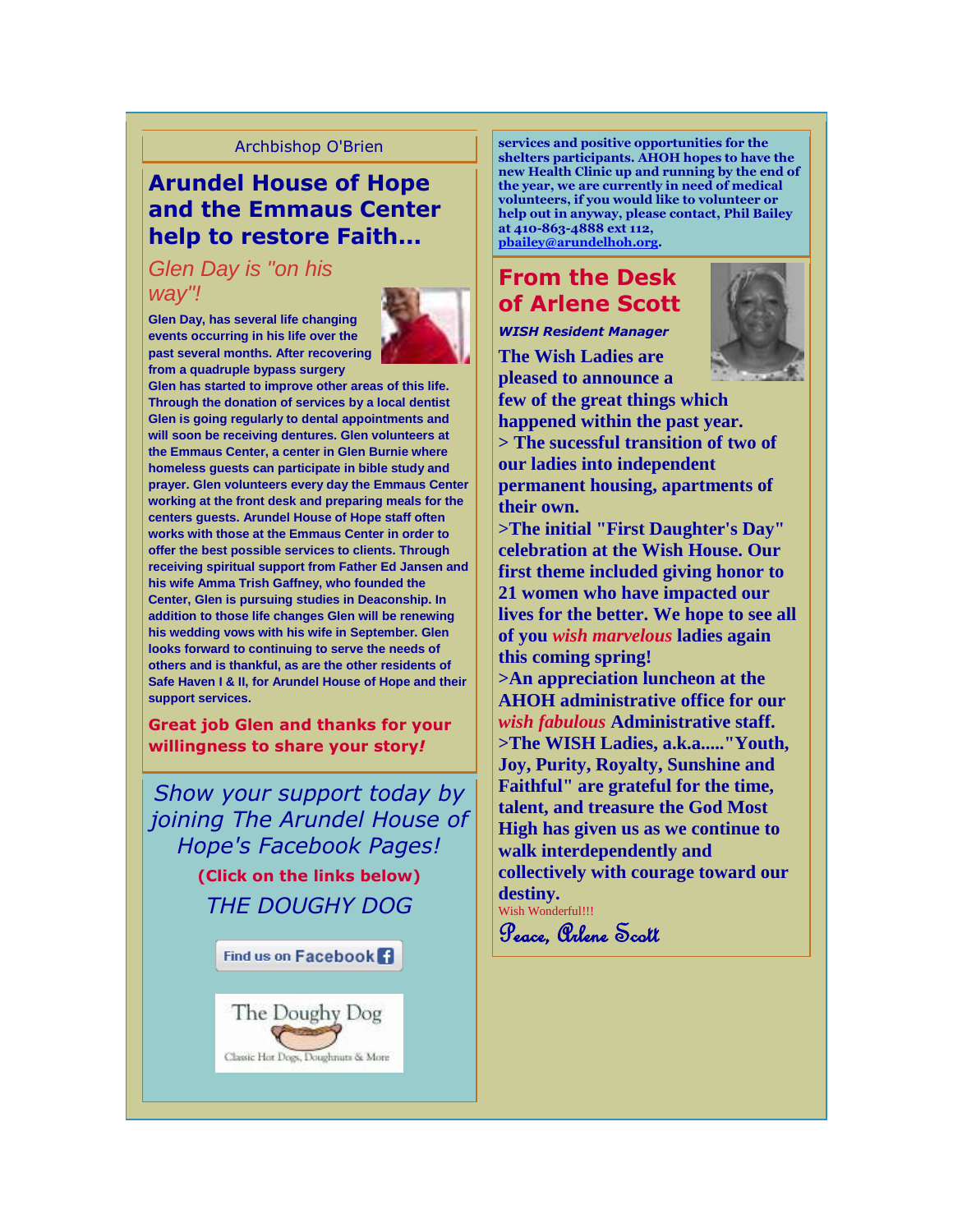Archbishop O'Brien

## Arundel House of Hope and the Emmaus Center help to restore Faith...

*Glen Day is "on his way"!*

**Glen Day, has several life changing events occurring in his life over the past several months. After recovering from a quadruple bypass surgery Glen has started to improve other areas of this life. Through the donation of services by a local dentist Glen is going regularly to dental appointments and will soon be receiving dentures. Glen volunteers at the Emmaus Center, a center in Glen Burnie where homeless guests can participate in bible study and prayer. Glen volunteers every day the Emmaus Center working at the front desk and preparing meals for the centers guests. Arundel House of Hope staff often works with those at the Emmaus Center in order to offer the best possible services to clients. Through receiving spiritual support from Father Ed Jansen and his wife Amma Trish Gaffney, who founded the Center, Glen is pursuing studies in Deaconship. In addition to those life changes Glen will be renewing his wedding vows with his wife in September. Glen looks forward to continuing to serve the needs of others and is thankful, as are the other residents of Safe Haven I & II, for Arundel House of Hope and their support services.**

**Great job Glen and thanks for your willingness to share your story*!***

*Show your support today by joining The Arundel House of Hope's Facebook Pages!*

**(Click on the links below)**

*THE DOUGHY DOG*

Find us on Facebook

The Doughy Dog
Classic Hot Dogs, Doughnuts & More

**services and positive opportunities for the shelters participants. AHOH hopes to have the new Health Clinic up and running by the end of the year, we are currently in need of medical volunteers, if you would like to volunteer or help out in anyway, please contact, Phil Bailey at 410-863-4888 ext 112, pbailey@arundelhoh.org.**

## From the Desk of Arlene Scott

***WISH Resident Manager***

**The Wish Ladies are pleased to announce a few of the great things which happened within the past year.**

**> The sucessful transition of two of our ladies into independent permanent housing, apartments of their own.**

**>The initial "First Daughter's Day" celebration at the Wish House. Our first theme included giving honor to 21 women who have impacted our lives for the better. We hope to see all of you *wish marvelous* ladies again this coming spring!**

**>An appreciation luncheon at the AHOH administrative office for our *wish fabulous* Administrative staff.**

**>The WISH Ladies, a.k.a....."Youth, Joy, Purity, Royalty, Sunshine and Faithful" are grateful for the time, talent, and treasure the God Most High has given us as we continue to walk interdependently and collectively with courage toward our destiny.**

Wish Wonderful!!!

*Peace, Arlene Scott*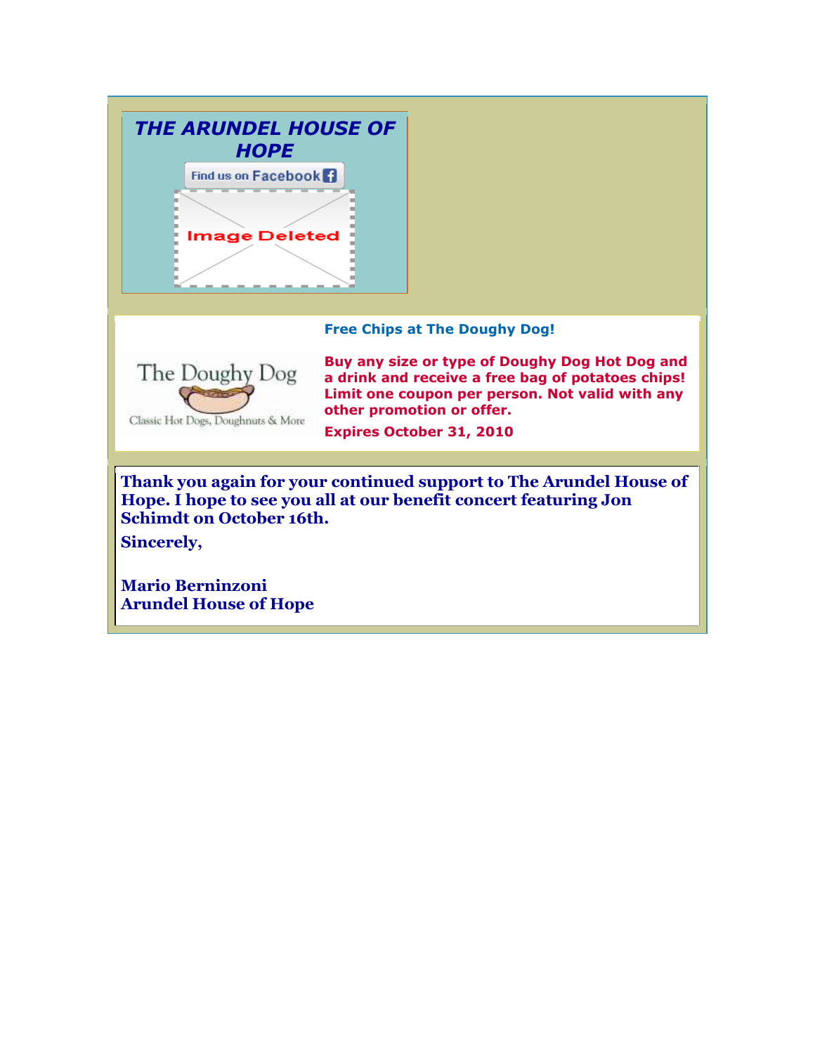## *THE ARUNDEL HOUSE OF HOPE*

Find us on Facebook

Image Deleted

The Doughy Dog

Classic Hot Dogs, Doughnuts & More

**Free Chips at The Doughy Dog!**

**Buy any size or type of Doughy Dog Hot Dog and a drink and receive a free bag of potatoes chips! Limit one coupon per person. Not valid with any other promotion or offer.**

**Expires October 31, 2010**

**Thank you again for your continued support to The Arundel House of Hope. I hope to see you all at our benefit concert featuring Jon Schimdt on October 16th.**

**Sincerely,**

**Mario Berninzoni**
**Arundel House of Hope**